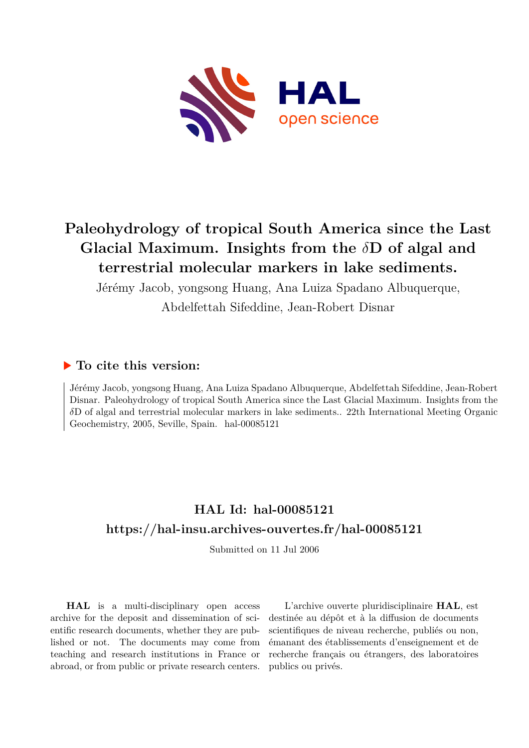# Paleohydrology of tropical South America since the Last Glacial Maximum. Insights from the $\delta$D of algal and terrestrial molecular markers in lake sediments.

Jérémy Jacob, yongsong Huang, Ana Luiza Spadano Albuquerque, Abdelfettah Sifeddine, Jean-Robert Disnar

## ▶ To cite this version:

Jérémy Jacob, yongsong Huang, Ana Luiza Spadano Albuquerque, Abdelfettah Sifeddine, Jean-Robert Disnar. Paleohydrology of tropical South America since the Last Glacial Maximum. Insights from the $\delta$D of algal and terrestrial molecular markers in lake sediments.. 22th International Meeting Organic Geochemistry, 2005, Seville, Spain. hal-00085121

## HAL Id: hal-00085121

## https://hal-insu.archives-ouvertes.fr/hal-00085121

Submitted on 11 Jul 2006

**HAL** is a multi-disciplinary open access archive for the deposit and dissemination of scientific research documents, whether they are published or not. The documents may come from teaching and research institutions in France or abroad, or from public or private research centers.

L'archive ouverte pluridisciplinaire **HAL**, est destinée au dépôt et à la diffusion de documents scientifiques de niveau recherche, publiés ou non, émanant des établissements d'enseignement et de recherche français ou étrangers, des laboratoires publics ou privés.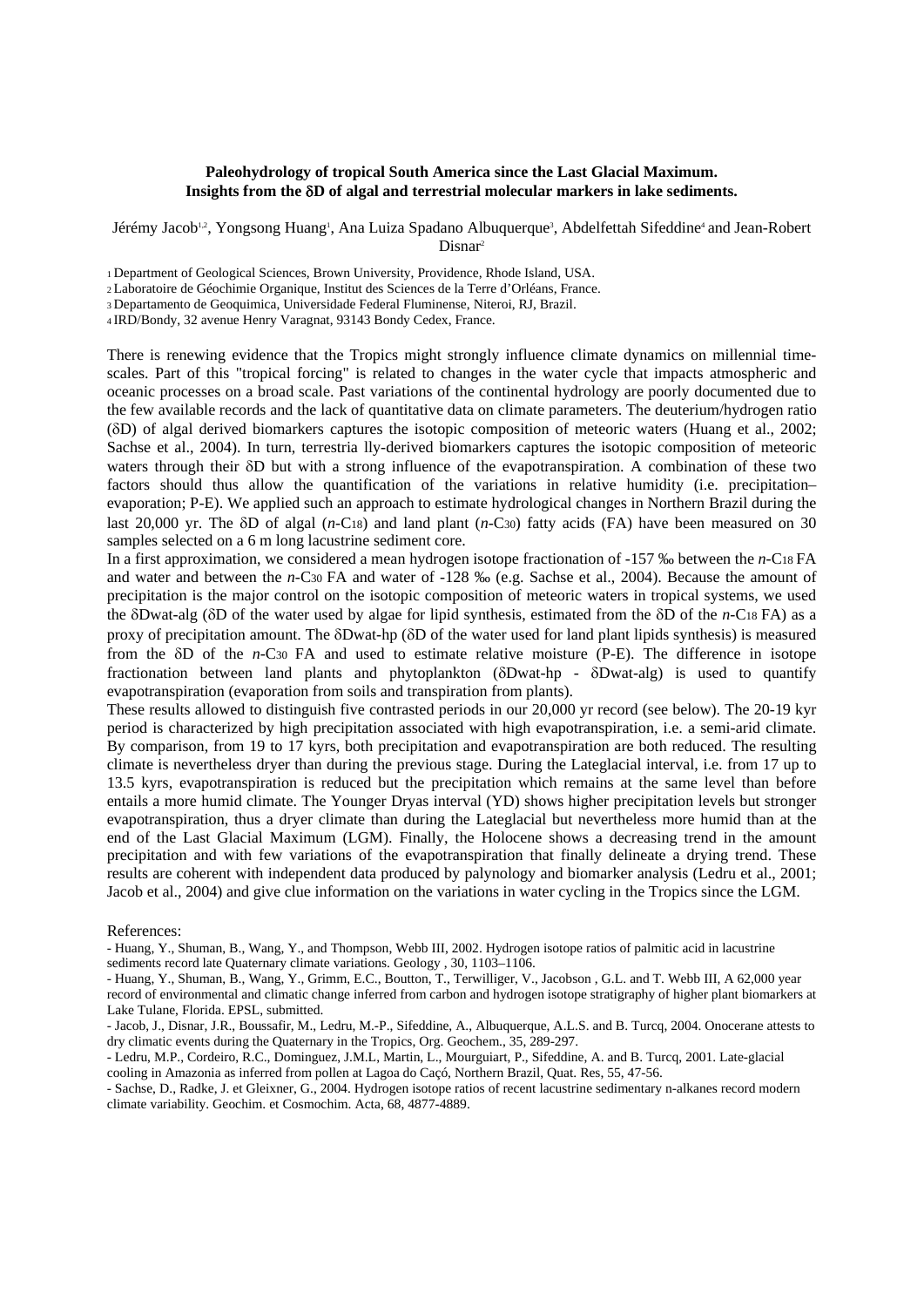**Paleohydrology of tropical South America since the Last Glacial Maximum.**
**Insights from the δD of algal and terrestrial molecular markers in lake sediments.**

Jérémy Jacob[1,2], Yongsong Huang[1], Ana Luiza Spadano Albuquerque[3], Abdelfettah Sifeddine[4] and Jean-Robert Disnar[2]

[1] Department of Geological Sciences, Brown University, Providence, Rhode Island, USA.
[2] Laboratoire de Géochimie Organique, Institut des Sciences de la Terre d'Orléans, France.
[3] Departamento de Geoquimica, Universidade Federal Fluminense, Niteroi, RJ, Brazil.
[4] IRD/Bondy, 32 avenue Henry Varagnat, 93143 Bondy Cedex, France.

There is renewing evidence that the Tropics might strongly influence climate dynamics on millennial time-scales. Part of this "tropical forcing" is related to changes in the water cycle that impacts atmospheric and oceanic processes on a broad scale. Past variations of the continental hydrology are poorly documented due to the few available records and the lack of quantitative data on climate parameters. The deuterium/hydrogen ratio (δD) of algal derived biomarkers captures the isotopic composition of meteoric waters (Huang et al., 2002; Sachse et al., 2004). In turn, terrestria lly-derived biomarkers captures the isotopic composition of meteoric waters through their δD but with a strong influence of the evapotranspiration. A combination of these two factors should thus allow the quantification of the variations in relative humidity (i.e. precipitation–evaporation; P-E). We applied such an approach to estimate hydrological changes in Northern Brazil during the last 20,000 yr. The δD of algal (*n*-$C_{18}$) and land plant (*n*-$C_{30}$) fatty acids (FA) have been measured on 30 samples selected on a 6 m long lacustrine sediment core.

In a first approximation, we considered a mean hydrogen isotope fractionation of -157 ‰ between the *n*-$C_{18}$ FA and water and between the *n*-$C_{30}$ FA and water of -128 ‰ (e.g. Sachse et al., 2004). Because the amount of precipitation is the major control on the isotopic composition of meteoric waters in tropical systems, we used the δDwat-alg (δD of the water used by algae for lipid synthesis, estimated from the δD of the *n*-$C_{18}$ FA) as a proxy of precipitation amount. The δDwat-hp (δD of the water used for land plant lipids synthesis) is measured from the δD of the *n*-$C_{30}$ FA and used to estimate relative moisture (P-E). The difference in isotope fractionation between land plants and phytoplankton (δDwat-hp - δDwat-alg) is used to quantify evapotranspiration (evaporation from soils and transpiration from plants).

These results allowed to distinguish five contrasted periods in our 20,000 yr record (see below). The 20-19 kyr period is characterized by high precipitation associated with high evapotranspiration, i.e. a semi-arid climate. By comparison, from 19 to 17 kyrs, both precipitation and evapotranspiration are both reduced. The resulting climate is nevertheless dryer than during the previous stage. During the Lateglacial interval, i.e. from 17 up to 13.5 kyrs, evapotranspiration is reduced but the precipitation which remains at the same level than before entails a more humid climate. The Younger Dryas interval (YD) shows higher precipitation levels but stronger evapotranspiration, thus a dryer climate than during the Lateglacial but nevertheless more humid than at the end of the Last Glacial Maximum (LGM). Finally, the Holocene shows a decreasing trend in the amount precipitation and with few variations of the evapotranspiration that finally delineate a drying trend. These results are coherent with independent data produced by palynology and biomarker analysis (Ledru et al., 2001; Jacob et al., 2004) and give clue information on the variations in water cycling in the Tropics since the LGM.

References:

- Huang, Y., Shuman, B., Wang, Y., and Thompson, Webb III, 2002. Hydrogen isotope ratios of palmitic acid in lacustrine sediments record late Quaternary climate variations. Geology , 30, 1103–1106.
- Huang, Y., Shuman, B., Wang, Y., Grimm, E.C., Boutton, T., Terwilliger, V., Jacobson , G.L. and T. Webb III, A 62,000 year record of environmental and climatic change inferred from carbon and hydrogen isotope stratigraphy of higher plant biomarkers at Lake Tulane, Florida. EPSL, submitted.
- Jacob, J., Disnar, J.R., Boussafir, M., Ledru, M.-P., Sifeddine, A., Albuquerque, A.L.S. and B. Turcq, 2004. Onocerane attests to dry climatic events during the Quaternary in the Tropics, Org. Geochem., 35, 289-297.
- Ledru, M.P., Cordeiro, R.C., Dominguez, J.M.L, Martin, L., Mourguiart, P., Sifeddine, A. and B. Turcq, 2001. Late-glacial cooling in Amazonia as inferred from pollen at Lagoa do Caçó, Northern Brazil, Quat. Res, 55, 47-56.
- Sachse, D., Radke, J. et Gleixner, G., 2004. Hydrogen isotope ratios of recent lacustrine sedimentary n-alkanes record modern climate variability. Geochim. et Cosmochim. Acta, 68, 4877-4889.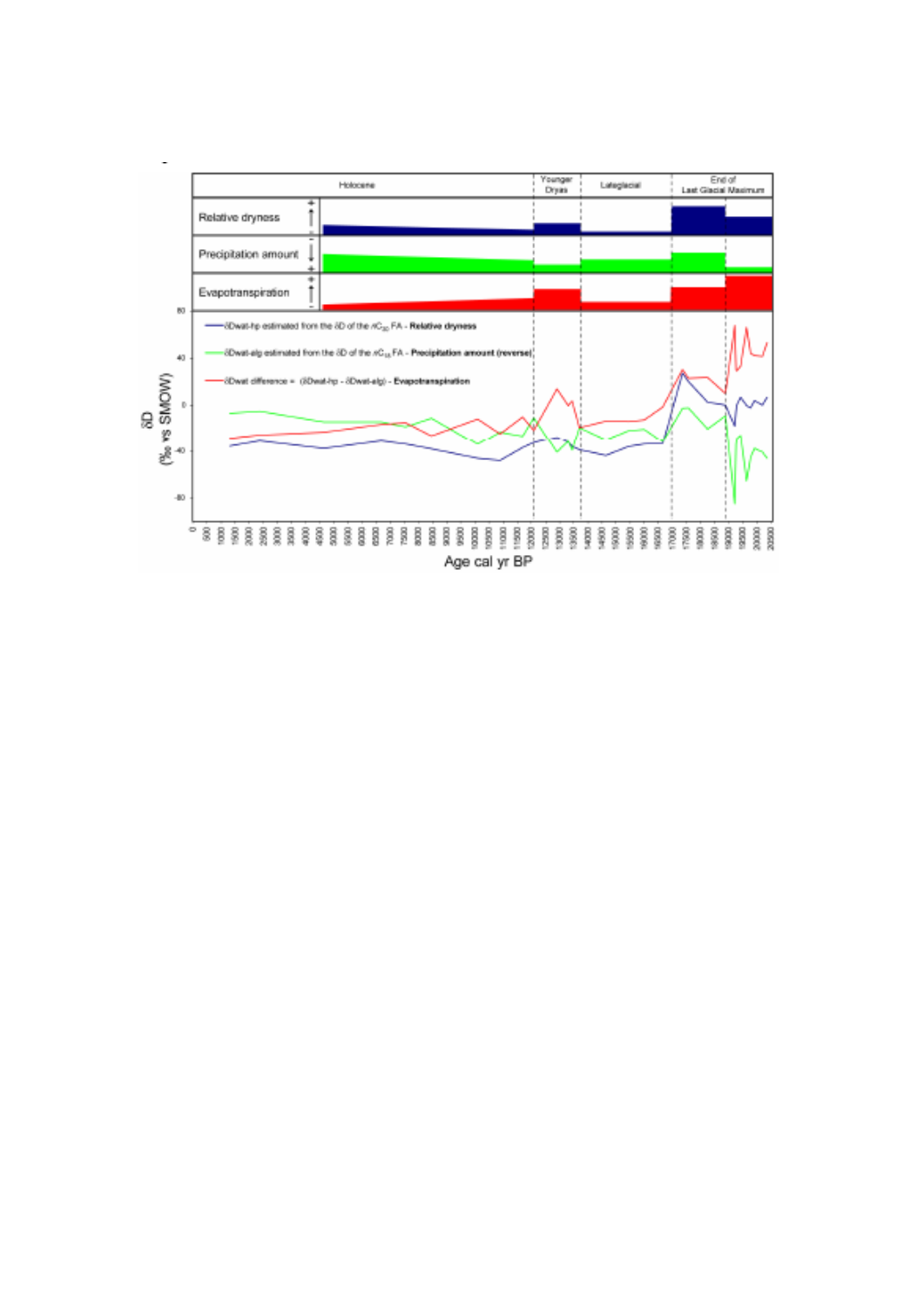Holocene

Younger Dryas

Lateglacial

End of Last Glacial Maximum

Relative dryness

Precipitation amount

Evapotranspiration

δDwat-hp estimated from the δD of the $nC_{30}$ FA - **Relative dryness**

δDwat-alg estimated from the δD of the $nC_{16}$ FA - **Precipitation amount (reverse)**

δDwat difference = (δDwat-hp - δDwat-alg) - **Evapotranspiration**

δD (‰ vs SMOW)

80

40

0

-40

-80

0 500 1000 1500 2000 2500 3000 3500 4000 4500 5000 5500 6000 6500 7000 7500 8000 8500 9000 9500 10000 10500 11000 11500 12000 12500 13000 13500 14000 14500 15000 15500 16000 16500 17000 17500 18000 18500 19000 19500 20000 20500

Age cal yr BP